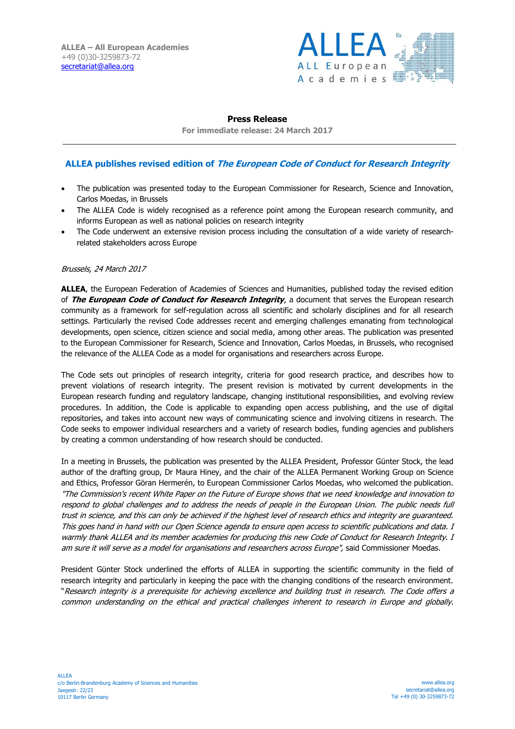ALLEA – All European Academies
+49 (0)30-3259873-72
secretariat@allea.org

ALLEA
ALL European Academies

**Press Release**

**For immediate release: 24 March 2017**

---

## ALLEA publishes revised edition of *The European Code of Conduct for Research Integrity*

- The publication was presented today to the European Commissioner for Research, Science and Innovation, Carlos Moedas, in Brussels
- The ALLEA Code is widely recognised as a reference point among the European research community, and informs European as well as national policies on research integrity
- The Code underwent an extensive revision process including the consultation of a wide variety of research-related stakeholders across Europe

*Brussels, 24 March 2017*

**ALLEA**, the European Federation of Academies of Sciences and Humanities, published today the revised edition of ***The European Code of Conduct for Research Integrity***, a document that serves the European research community as a framework for self-regulation across all scientific and scholarly disciplines and for all research settings. Particularly the revised Code addresses recent and emerging challenges emanating from technological developments, open science, citizen science and social media, among other areas. The publication was presented to the European Commissioner for Research, Science and Innovation, Carlos Moedas, in Brussels, who recognised the relevance of the ALLEA Code as a model for organisations and researchers across Europe.

The Code sets out principles of research integrity, criteria for good research practice, and describes how to prevent violations of research integrity. The present revision is motivated by current developments in the European research funding and regulatory landscape, changing institutional responsibilities, and evolving review procedures. In addition, the Code is applicable to expanding open access publishing, and the use of digital repositories, and takes into account new ways of communicating science and involving citizens in research. The Code seeks to empower individual researchers and a variety of research bodies, funding agencies and publishers by creating a common understanding of how research should be conducted.

In a meeting in Brussels, the publication was presented by the ALLEA President, Professor Günter Stock, the lead author of the drafting group, Dr Maura Hiney, and the chair of the ALLEA Permanent Working Group on Science and Ethics, Professor Göran Hermerén, to European Commissioner Carlos Moedas, who welcomed the publication. *"The Commission's recent White Paper on the Future of Europe shows that we need knowledge and innovation to respond to global challenges and to address the needs of people in the European Union. The public needs full trust in science, and this can only be achieved if the highest level of research ethics and integrity are guaranteed. This goes hand in hand with our Open Science agenda to ensure open access to scientific publications and data. I warmly thank ALLEA and its member academies for producing this new Code of Conduct for Research Integrity. I am sure it will serve as a model for organisations and researchers across Europe"*, said Commissioner Moedas.

President Günter Stock underlined the efforts of ALLEA in supporting the scientific community in the field of research integrity and particularly in keeping the pace with the changing conditions of the research environment. "*Research integrity is a prerequisite for achieving excellence and building trust in research. The Code offers a common understanding on the ethical and practical challenges inherent to research in Europe and globally.*

ALLEA
c/o Berlin-Brandenburg Academy of Sciences and Humanities
Jaegestr. 22/23
10117 Berlin Germany

www.allea.org
secretariat@allea.org
Tel +49 (0) 30-3259873-72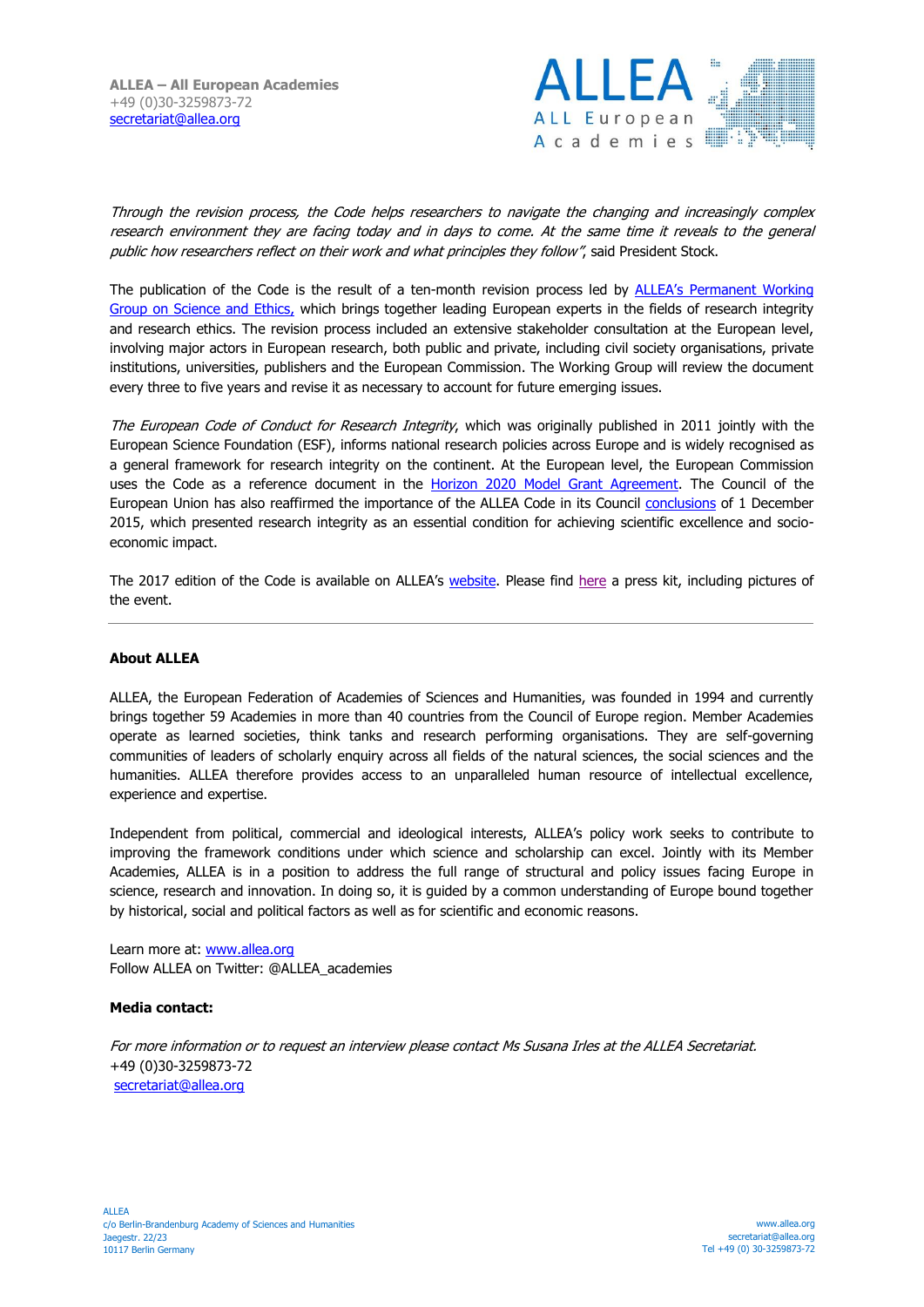*Through the revision process, the Code helps researchers to navigate the changing and increasingly complex research environment they are facing today and in days to come. At the same time it reveals to the general public how researchers reflect on their work and what principles they follow"*, said President Stock.

The publication of the Code is the result of a ten-month revision process led by [ALLEA's Permanent Working Group on Science and Ethics,] which brings together leading European experts in the fields of research integrity and research ethics. The revision process included an extensive stakeholder consultation at the European level, involving major actors in European research, both public and private, including civil society organisations, private institutions, universities, publishers and the European Commission. The Working Group will review the document every three to five years and revise it as necessary to account for future emerging issues.

*The European Code of Conduct for Research Integrity*, which was originally published in 2011 jointly with the European Science Foundation (ESF), informs national research policies across Europe and is widely recognised as a general framework for research integrity on the continent. At the European level, the European Commission uses the Code as a reference document in the [Horizon 2020 Model Grant Agreement]. The Council of the European Union has also reaffirmed the importance of the ALLEA Code in its Council [conclusions] of 1 December 2015, which presented research integrity as an essential condition for achieving scientific excellence and socio-economic impact.

The 2017 edition of the Code is available on ALLEA's [website]. Please find [here] a press kit, including pictures of the event.

---

**About ALLEA**

ALLEA, the European Federation of Academies of Sciences and Humanities, was founded in 1994 and currently brings together 59 Academies in more than 40 countries from the Council of Europe region. Member Academies operate as learned societies, think tanks and research performing organisations. They are self-governing communities of leaders of scholarly enquiry across all fields of the natural sciences, the social sciences and the humanities. ALLEA therefore provides access to an unparalleled human resource of intellectual excellence, experience and expertise.

Independent from political, commercial and ideological interests, ALLEA's policy work seeks to contribute to improving the framework conditions under which science and scholarship can excel. Jointly with its Member Academies, ALLEA is in a position to address the full range of structural and policy issues facing Europe in science, research and innovation. In doing so, it is guided by a common understanding of Europe bound together by historical, social and political factors as well as for scientific and economic reasons.

Learn more at: www.allea.org
Follow ALLEA on Twitter: @ALLEA_academies

**Media contact:**

*For more information or to request an interview please contact Ms Susana Irles at the ALLEA Secretariat.*
+49 (0)30-3259873-72
secretariat@allea.org